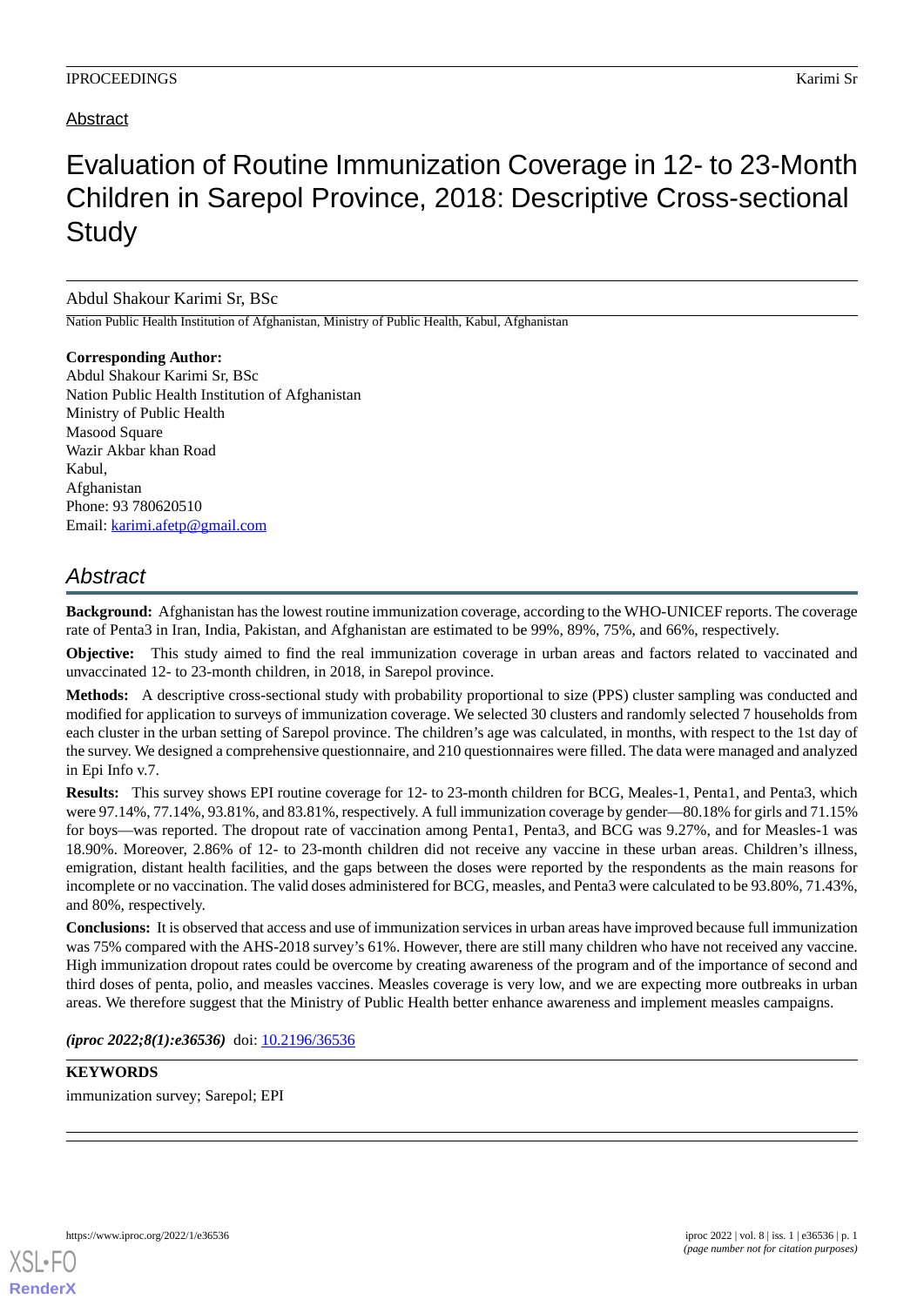Abstract

# Evaluation of Routine Immunization Coverage in 12- to 23-Month Children in Sarepol Province, 2018: Descriptive Cross-sectional Study

Abdul Shakour Karimi Sr, BSc

Nation Public Health Institution of Afghanistan, Ministry of Public Health, Kabul, Afghanistan

**Corresponding Author:**
Abdul Shakour Karimi Sr, BSc
Nation Public Health Institution of Afghanistan
Ministry of Public Health
Masood Square
Wazir Akbar khan Road
Kabul,
Afghanistan
Phone: 93 780620510
Email: karimi.afetp@gmail.com

## *Abstract*

**Background:** Afghanistan has the lowest routine immunization coverage, according to the WHO-UNICEF reports. The coverage rate of Penta3 in Iran, India, Pakistan, and Afghanistan are estimated to be 99%, 89%, 75%, and 66%, respectively.

**Objective:** This study aimed to find the real immunization coverage in urban areas and factors related to vaccinated and unvaccinated 12- to 23-month children, in 2018, in Sarepol province.

**Methods:** A descriptive cross-sectional study with probability proportional to size (PPS) cluster sampling was conducted and modified for application to surveys of immunization coverage. We selected 30 clusters and randomly selected 7 households from each cluster in the urban setting of Sarepol province. The children's age was calculated, in months, with respect to the 1st day of the survey. We designed a comprehensive questionnaire, and 210 questionnaires were filled. The data were managed and analyzed in Epi Info v.7.

**Results:** This survey shows EPI routine coverage for 12- to 23-month children for BCG, Meales-1, Penta1, and Penta3, which were 97.14%, 77.14%, 93.81%, and 83.81%, respectively. A full immunization coverage by gender—80.18% for girls and 71.15% for boys—was reported. The dropout rate of vaccination among Penta1, Penta3, and BCG was 9.27%, and for Measles-1 was 18.90%. Moreover, 2.86% of 12- to 23-month children did not receive any vaccine in these urban areas. Children's illness, emigration, distant health facilities, and the gaps between the doses were reported by the respondents as the main reasons for incomplete or no vaccination. The valid doses administered for BCG, measles, and Penta3 were calculated to be 93.80%, 71.43%, and 80%, respectively.

**Conclusions:** It is observed that access and use of immunization services in urban areas have improved because full immunization was 75% compared with the AHS-2018 survey's 61%. However, there are still many children who have not received any vaccine. High immunization dropout rates could be overcome by creating awareness of the program and of the importance of second and third doses of penta, polio, and measles vaccines. Measles coverage is very low, and we are expecting more outbreaks in urban areas. We therefore suggest that the Ministry of Public Health better enhance awareness and implement measles campaigns.

***(iproc 2022;8(1):e36536)*** doi: 10.2196/36536

**KEYWORDS**

immunization survey; Sarepol; EPI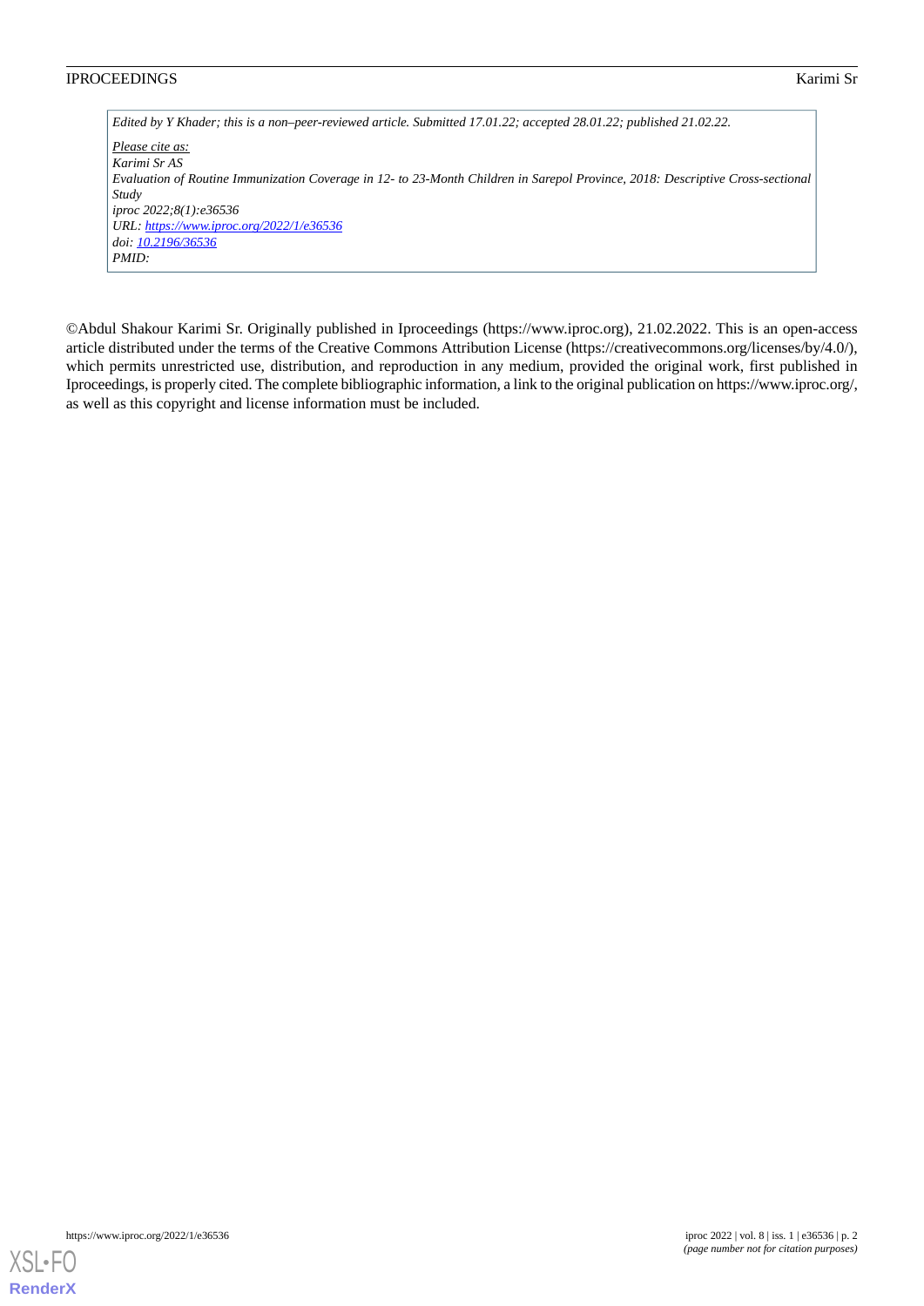*Edited by Y Khader; this is a non–peer-reviewed article. Submitted 17.01.22; accepted 28.01.22; published 21.02.22.*

*Please cite as:*
*Karimi Sr AS*
*Evaluation of Routine Immunization Coverage in 12- to 23-Month Children in Sarepol Province, 2018: Descriptive Cross-sectional Study*
*iproc 2022;8(1):e36536*
*URL: https://www.iproc.org/2022/1/e36536*
*doi: 10.2196/36536*
*PMID:*

©Abdul Shakour Karimi Sr. Originally published in Iproceedings (https://www.iproc.org), 21.02.2022. This is an open-access article distributed under the terms of the Creative Commons Attribution License (https://creativecommons.org/licenses/by/4.0/), which permits unrestricted use, distribution, and reproduction in any medium, provided the original work, first published in Iproceedings, is properly cited. The complete bibliographic information, a link to the original publication on https://www.iproc.org/, as well as this copyright and license information must be included.